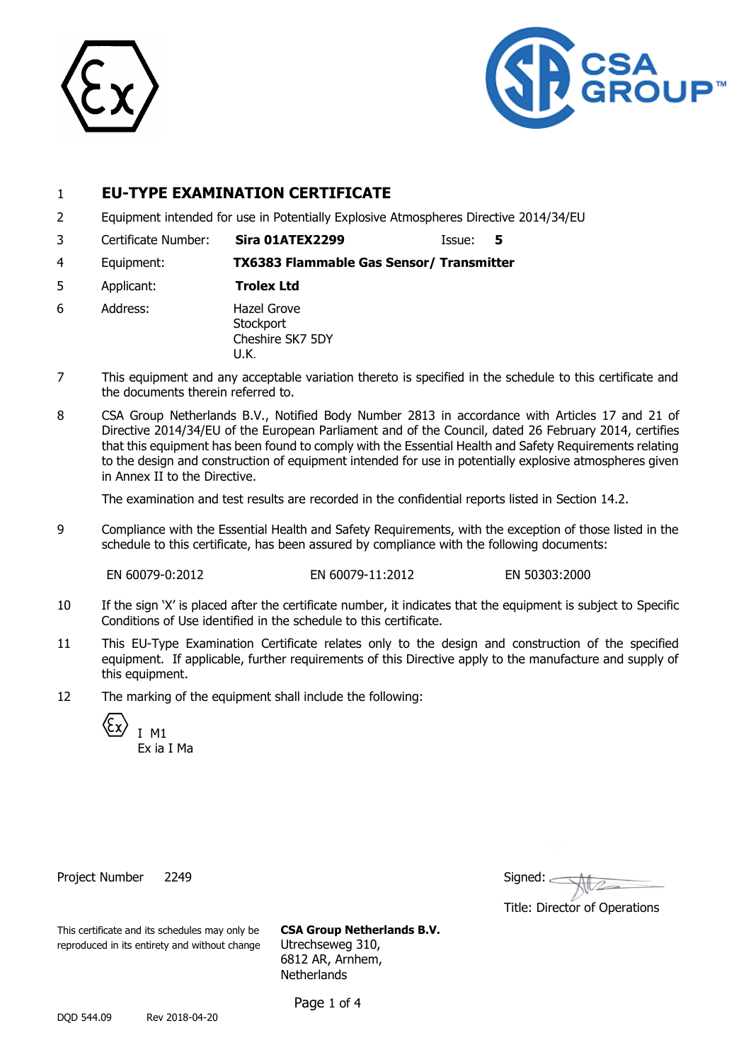# 1 EU-TYPE EXAMINATION CERTIFICATE

2 Equipment intended for use in Potentially Explosive Atmospheres Directive 2014/34/EU

3 Certificate Number: **Sira 01ATEX2299** Issue: **5**

4 Equipment: **TX6383 Flammable Gas Sensor/ Transmitter**

5 Applicant: **Trolex Ltd**

6 Address: Hazel Grove
Stockport
Cheshire SK7 5DY
U.K.

7 This equipment and any acceptable variation thereto is specified in the schedule to this certificate and the documents therein referred to.

8 CSA Group Netherlands B.V., Notified Body Number 2813 in accordance with Articles 17 and 21 of Directive 2014/34/EU of the European Parliament and of the Council, dated 26 February 2014, certifies that this equipment has been found to comply with the Essential Health and Safety Requirements relating to the design and construction of equipment intended for use in potentially explosive atmospheres given in Annex II to the Directive.

The examination and test results are recorded in the confidential reports listed in Section 14.2.

9 Compliance with the Essential Health and Safety Requirements, with the exception of those listed in the schedule to this certificate, has been assured by compliance with the following documents:

EN 60079-0:2012 EN 60079-11:2012 EN 50303:2000

10 If the sign 'X' is placed after the certificate number, it indicates that the equipment is subject to Specific Conditions of Use identified in the schedule to this certificate.

11 This EU-Type Examination Certificate relates only to the design and construction of the specified equipment. If applicable, further requirements of this Directive apply to the manufacture and supply of this equipment.

12 The marking of the equipment shall include the following:

Ex I M1
Ex ia I Ma

Project Number 2249

Signed:

Title: Director of Operations

This certificate and its schedules may only be reproduced in its entirety and without change

**CSA Group Netherlands B.V.**
Utrechseweg 310,
6812 AR, Arnhem,
Netherlands

DQD 544.09 Rev 2018-04-20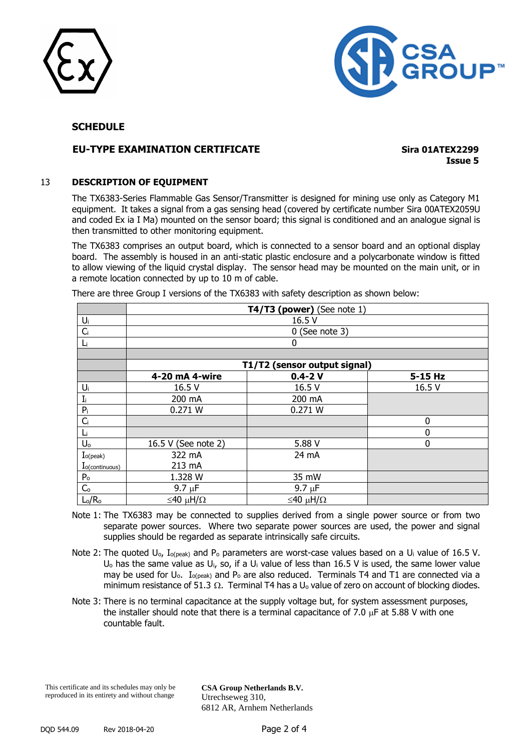**SCHEDULE**

**EU-TYPE EXAMINATION CERTIFICATE**

**Sira 01ATEX2299**
**Issue 5**

## 13 DESCRIPTION OF EQUIPMENT

The TX6383-Series Flammable Gas Sensor/Transmitter is designed for mining use only as Category M1 equipment. It takes a signal from a gas sensing head (covered by certificate number Sira 00ATEX2059U and coded Ex ia I Ma) mounted on the sensor board; this signal is conditioned and an analogue signal is then transmitted to other monitoring equipment.

The TX6383 comprises an output board, which is connected to a sensor board and an optional display board. The assembly is housed in an anti-static plastic enclosure and a polycarbonate window is fitted to allow viewing of the liquid crystal display. The sensor head may be mounted on the main unit, or in a remote location connected by up to 10 m of cable.

There are three Group I versions of the TX6383 with safety description as shown below:

| | **T4/T3 (power)** (See note 1) | | |
|---|---|---|---|
| $U_i$ | 16.5 V | | |
| $C_i$ | 0 (See note 3) | | |
| $L_i$ | 0 | | |
| | | | |
| | **T1/T2 (sensor output signal)** | | |
| | **4-20 mA 4-wire** | **0.4-2 V** | **5-15 Hz** |
| $U_i$ | 16.5 V | 16.5 V | 16.5 V |
| $I_i$ | 200 mA | 200 mA | |
| $P_i$ | 0.271 W | 0.271 W | |
| $C_i$ | | | 0 |
| $L_i$ | | | 0 |
| $U_o$ | 16.5 V (See note 2) | 5.88 V | 0 |
| $I_{o(peak)}$ / $I_{o(continuous)}$ | 322 mA / 213 mA | 24 mA | |
| $P_o$ | 1.328 W | 35 mW | |
| $C_o$ | 9.7 μF | 9.7 μF | |
| $L_o/R_o$ | ≤40 μH/Ω | ≤40 μH/Ω | |

Note 1: The TX6383 may be connected to supplies derived from a single power source or from two separate power sources. Where two separate power sources are used, the power and signal supplies should be regarded as separate intrinsically safe circuits.

Note 2: The quoted $U_o$, $I_{o(peak)}$ and $P_o$ parameters are worst-case values based on a $U_i$ value of 16.5 V. $U_o$ has the same value as $U_i$, so, if a $U_i$ value of less than 16.5 V is used, the same lower value may be used for $U_o$. $I_{o(peak)}$ and $P_o$ are also reduced. Terminals T4 and T1 are connected via a minimum resistance of 51.3 Ω. Terminal T4 has a $U_o$ value of zero on account of blocking diodes.

Note 3: There is no terminal capacitance at the supply voltage but, for system assessment purposes, the installer should note that there is a terminal capacitance of 7.0 μF at 5.88 V with one countable fault.

This certificate and its schedules may only be reproduced in its entirety and without change

**CSA Group Netherlands B.V.**
Utrechseweg 310,
6812 AR, Arnhem Netherlands

DQD 544.09 Rev 2018-04-20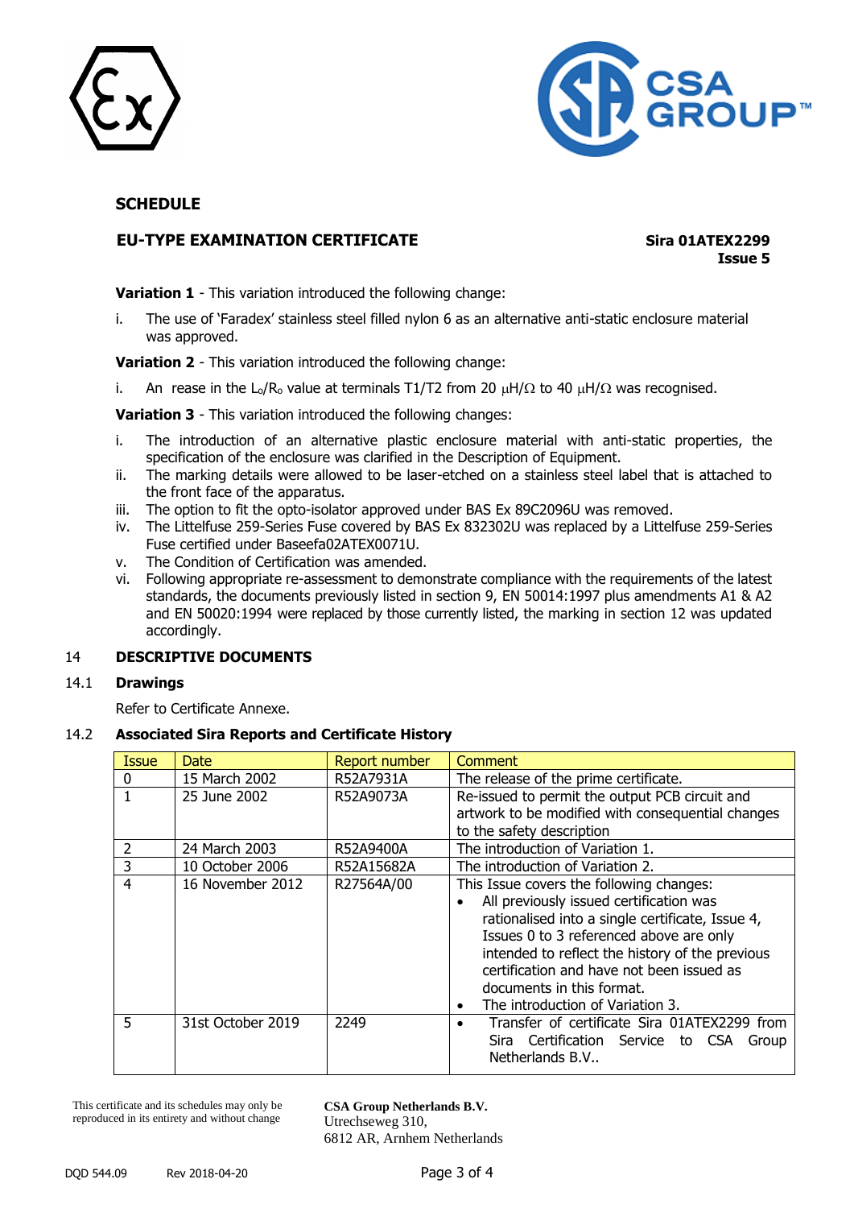**SCHEDULE**

**EU-TYPE EXAMINATION CERTIFICATE**

**Sira 01ATEX2299**
**Issue 5**

**Variation 1** - This variation introduced the following change:

i. The use of 'Faradex' stainless steel filled nylon 6 as an alternative anti-static enclosure material was approved.

**Variation 2** - This variation introduced the following change:

i. An rease in the $L_o/R_o$ value at terminals T1/T2 from 20 $\mu H/\Omega$ to 40 $\mu H/\Omega$ was recognised.

**Variation 3** - This variation introduced the following changes:

i. The introduction of an alternative plastic enclosure material with anti-static properties, the specification of the enclosure was clarified in the Description of Equipment.
ii. The marking details were allowed to be laser-etched on a stainless steel label that is attached to the front face of the apparatus.
iii. The option to fit the opto-isolator approved under BAS Ex 89C2096U was removed.
iv. The Littelfuse 259-Series Fuse covered by BAS Ex 832302U was replaced by a Littelfuse 259-Series Fuse certified under Baseefa02ATEX0071U.
v. The Condition of Certification was amended.
vi. Following appropriate re-assessment to demonstrate compliance with the requirements of the latest standards, the documents previously listed in section 9, EN 50014:1997 plus amendments A1 & A2 and EN 50020:1994 were replaced by those currently listed, the marking in section 12 was updated accordingly.

## 14 DESCRIPTIVE DOCUMENTS

### 14.1 Drawings

Refer to Certificate Annexe.

### 14.2 Associated Sira Reports and Certificate History

| Issue | Date | Report number | Comment |
|---|---|---|---|
| 0 | 15 March 2002 | R52A7931A | The release of the prime certificate. |
| 1 | 25 June 2002 | R52A9073A | Re-issued to permit the output PCB circuit and artwork to be modified with consequential changes to the safety description |
| 2 | 24 March 2003 | R52A9400A | The introduction of Variation 1. |
| 3 | 10 October 2006 | R52A15682A | The introduction of Variation 2. |
| 4 | 16 November 2012 | R27564A/00 | This Issue covers the following changes:<br>• All previously issued certification was rationalised into a single certificate, Issue 4, Issues 0 to 3 referenced above are only intended to reflect the history of the previous certification and have not been issued as documents in this format.<br>• The introduction of Variation 3. |
| 5 | 31st October 2019 | 2249 | • Transfer of certificate Sira 01ATEX2299 from Sira Certification Service to CSA Group Netherlands B.V.. |

This certificate and its schedules may only be reproduced in its entirety and without change

**CSA Group Netherlands B.V.**
Utrechseweg 310,
6812 AR, Arnhem Netherlands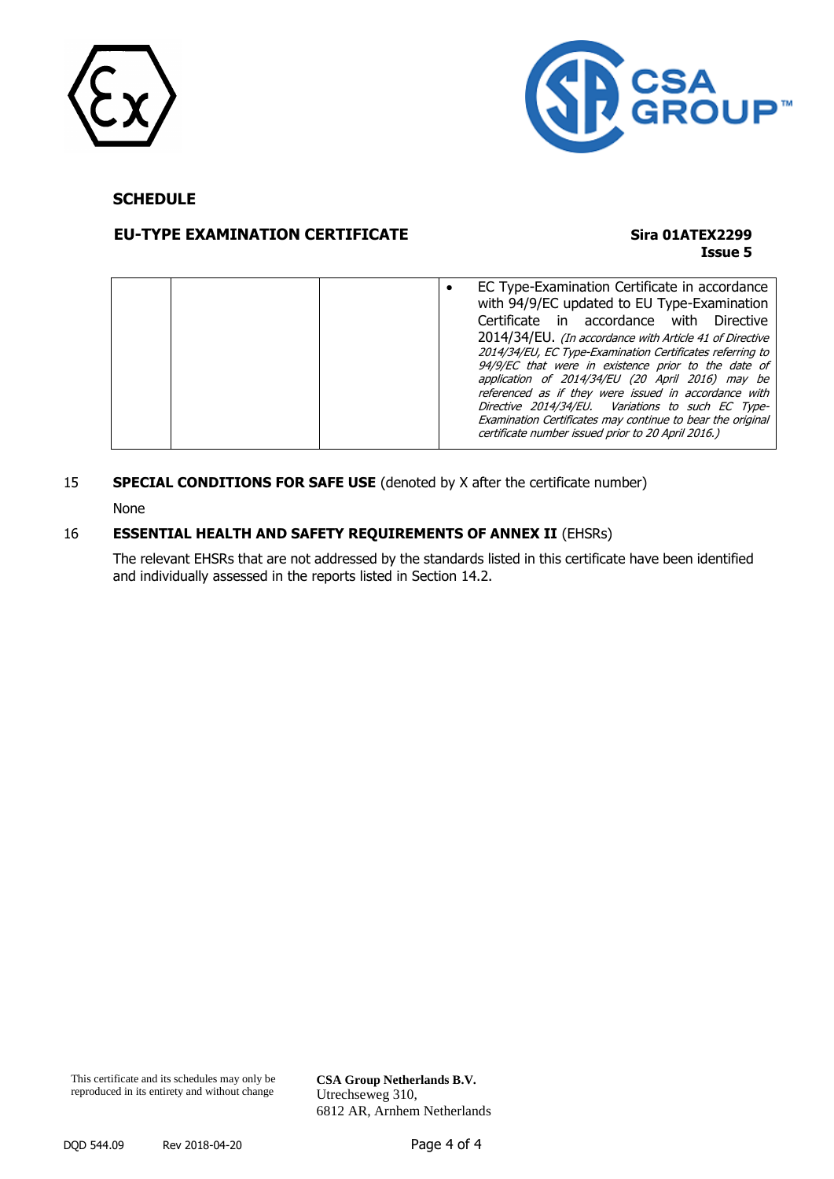## SCHEDULE

### EU-TYPE EXAMINATION CERTIFICATE

**Sira 01ATEX2299**
**Issue 5**

| | | | |
|---|---|---|---|
| | | | • EC Type-Examination Certificate in accordance with 94/9/EC updated to EU Type-Examination Certificate in accordance with Directive 2014/34/EU. *(In accordance with Article 41 of Directive 2014/34/EU, EC Type-Examination Certificates referring to 94/9/EC that were in existence prior to the date of application of 2014/34/EU (20 April 2016) may be referenced as if they were issued in accordance with Directive 2014/34/EU. Variations to such EC Type-Examination Certificates may continue to bear the original certificate number issued prior to 20 April 2016.)* |

15 **SPECIAL CONDITIONS FOR SAFE USE** (denoted by X after the certificate number)

None

16 **ESSENTIAL HEALTH AND SAFETY REQUIREMENTS OF ANNEX II** (EHSRs)

The relevant EHSRs that are not addressed by the standards listed in this certificate have been identified and individually assessed in the reports listed in Section 14.2.

This certificate and its schedules may only be reproduced in its entirety and without change

**CSA Group Netherlands B.V.**
Utrechseweg 310,
6812 AR, Arnhem Netherlands

DQD 544.09 Rev 2018-04-20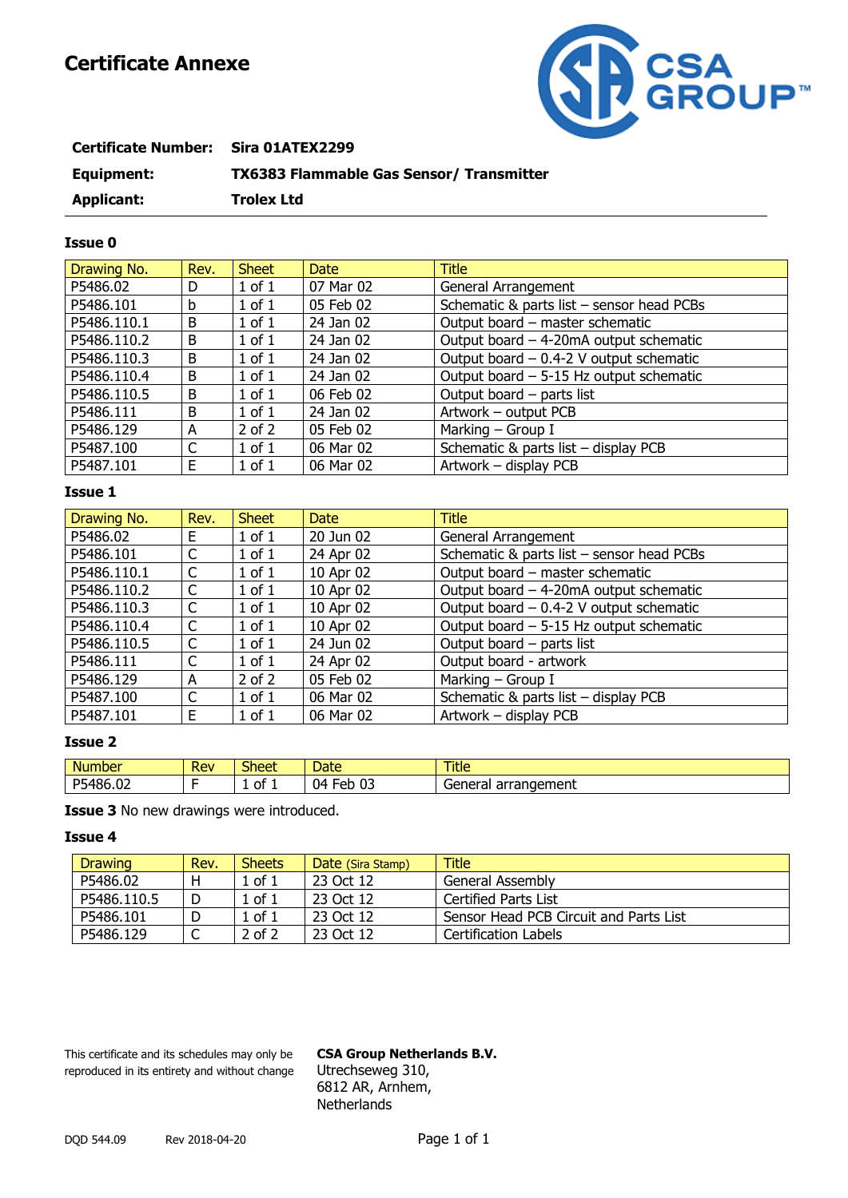# Certificate Annexe

CSA GROUP™

**Certificate Number:** **Sira 01ATEX2299**

**Equipment:** **TX6383 Flammable Gas Sensor/ Transmitter**

**Applicant:** **Trolex Ltd**

**Issue 0**

| Drawing No. | Rev. | Sheet | Date | Title |
|---|---|---|---|---|
| P5486.02 | D | 1 of 1 | 07 Mar 02 | General Arrangement |
| P5486.101 | b | 1 of 1 | 05 Feb 02 | Schematic & parts list – sensor head PCBs |
| P5486.110.1 | B | 1 of 1 | 24 Jan 02 | Output board – master schematic |
| P5486.110.2 | B | 1 of 1 | 24 Jan 02 | Output board – 4-20mA output schematic |
| P5486.110.3 | B | 1 of 1 | 24 Jan 02 | Output board – 0.4-2 V output schematic |
| P5486.110.4 | B | 1 of 1 | 24 Jan 02 | Output board – 5-15 Hz output schematic |
| P5486.110.5 | B | 1 of 1 | 06 Feb 02 | Output board – parts list |
| P5486.111 | B | 1 of 1 | 24 Jan 02 | Artwork – output PCB |
| P5486.129 | A | 2 of 2 | 05 Feb 02 | Marking – Group I |
| P5487.100 | C | 1 of 1 | 06 Mar 02 | Schematic & parts list – display PCB |
| P5487.101 | E | 1 of 1 | 06 Mar 02 | Artwork – display PCB |

**Issue 1**

| Drawing No. | Rev. | Sheet | Date | Title |
|---|---|---|---|---|
| P5486.02 | E | 1 of 1 | 20 Jun 02 | General Arrangement |
| P5486.101 | C | 1 of 1 | 24 Apr 02 | Schematic & parts list – sensor head PCBs |
| P5486.110.1 | C | 1 of 1 | 10 Apr 02 | Output board – master schematic |
| P5486.110.2 | C | 1 of 1 | 10 Apr 02 | Output board – 4-20mA output schematic |
| P5486.110.3 | C | 1 of 1 | 10 Apr 02 | Output board – 0.4-2 V output schematic |
| P5486.110.4 | C | 1 of 1 | 10 Apr 02 | Output board – 5-15 Hz output schematic |
| P5486.110.5 | C | 1 of 1 | 24 Jun 02 | Output board – parts list |
| P5486.111 | C | 1 of 1 | 24 Apr 02 | Output board - artwork |
| P5486.129 | A | 2 of 2 | 05 Feb 02 | Marking – Group I |
| P5487.100 | C | 1 of 1 | 06 Mar 02 | Schematic & parts list – display PCB |
| P5487.101 | E | 1 of 1 | 06 Mar 02 | Artwork – display PCB |

**Issue 2**

| Number | Rev | Sheet | Date | Title |
|---|---|---|---|---|
| P5486.02 | F | 1 of 1 | 04 Feb 03 | General arrangement |

**Issue 3** No new drawings were introduced.

**Issue 4**

| Drawing | Rev. | Sheets | Date (Sira Stamp) | Title |
|---|---|---|---|---|
| P5486.02 | H | 1 of 1 | 23 Oct 12 | General Assembly |
| P5486.110.5 | D | 1 of 1 | 23 Oct 12 | Certified Parts List |
| P5486.101 | D | 1 of 1 | 23 Oct 12 | Sensor Head PCB Circuit and Parts List |
| P5486.129 | C | 2 of 2 | 23 Oct 12 | Certification Labels |

This certificate and its schedules may only be reproduced in its entirety and without change

**CSA Group Netherlands B.V.**
Utrechseweg 310,
6812 AR, Arnhem,
Netherlands

DQD 544.09 Rev 2018-04-20